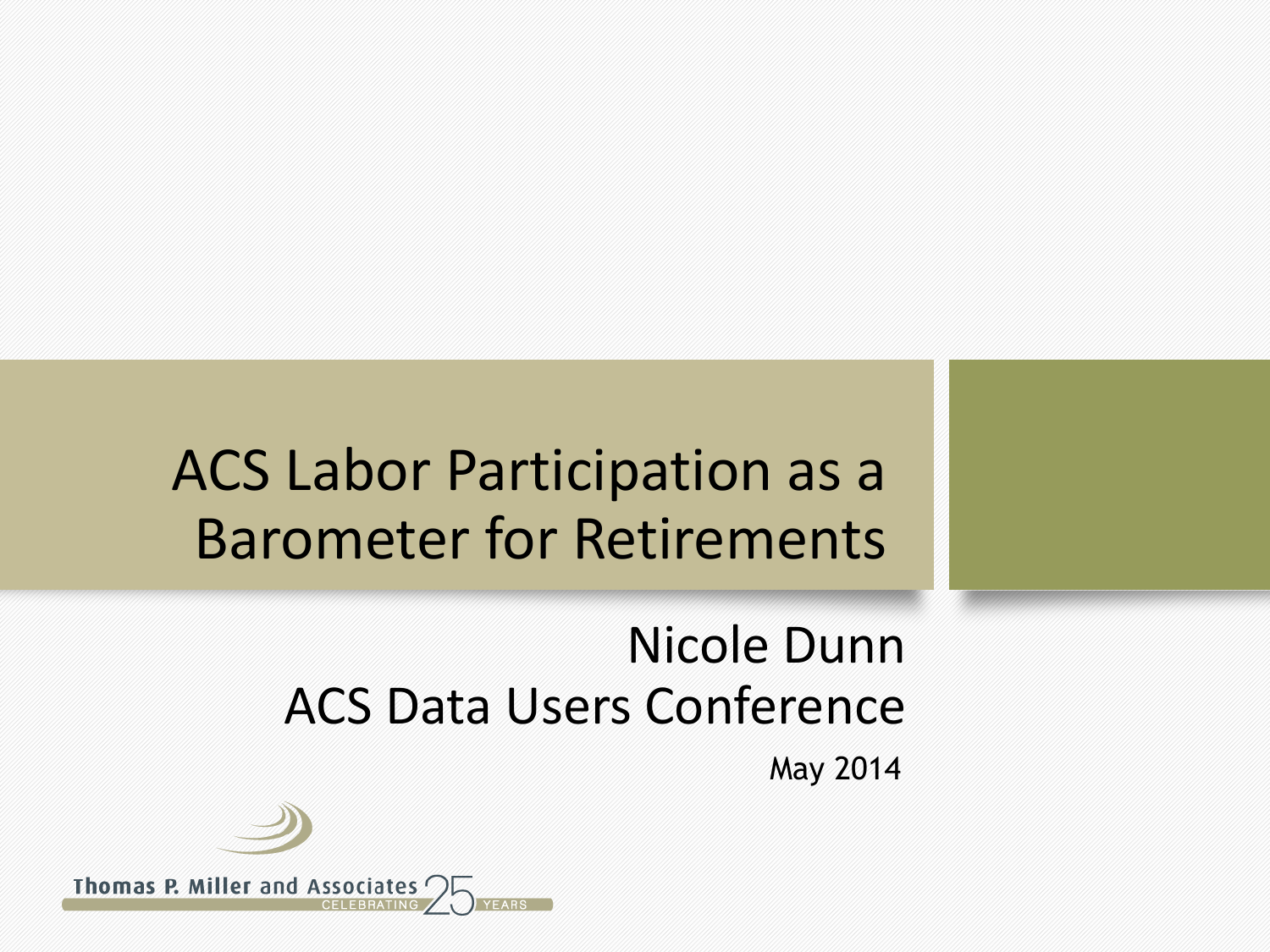# ACS Labor Participation as a Barometer for Retirements

Nicole Dunn

ACS Data Users Conference

May 2014

Thomas P. Miller and Associates CELEBRATING 25 YEARS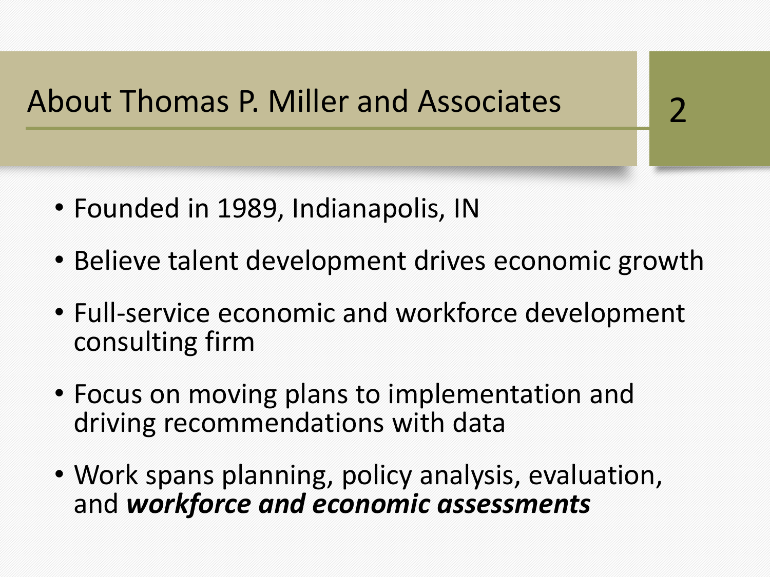# About Thomas P. Miller and Associates

- Founded in 1989, Indianapolis, IN
- Believe talent development drives economic growth
- Full-service economic and workforce development consulting firm
- Focus on moving plans to implementation and driving recommendations with data
- Work spans planning, policy analysis, evaluation, and ***workforce and economic assessments***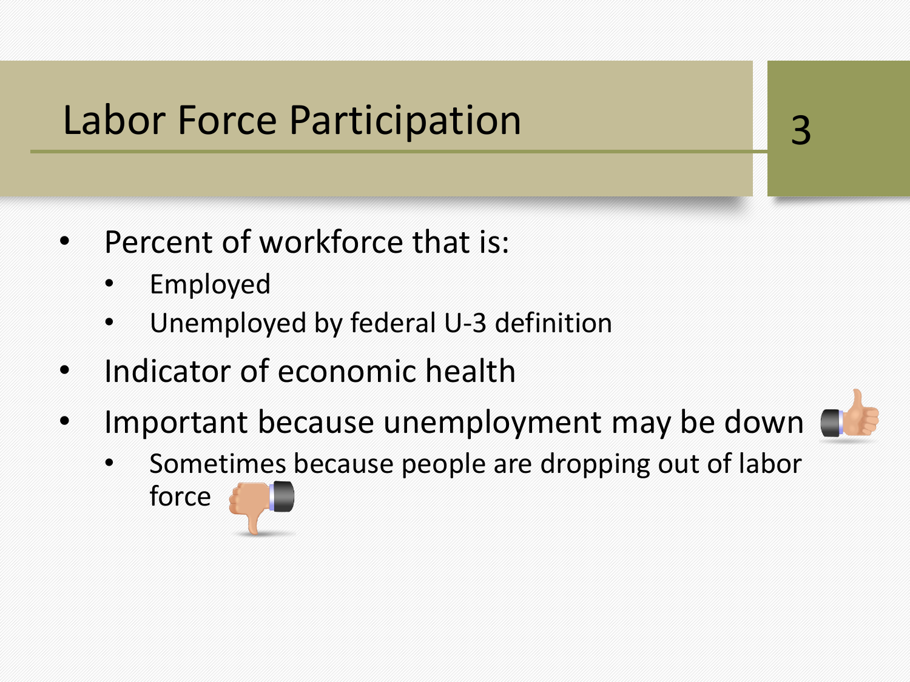# Labor Force Participation

- Percent of workforce that is:
  - Employed
  - Unemployed by federal U-3 definition
- Indicator of economic health
- Important because unemployment may be down
  - Sometimes because people are dropping out of labor force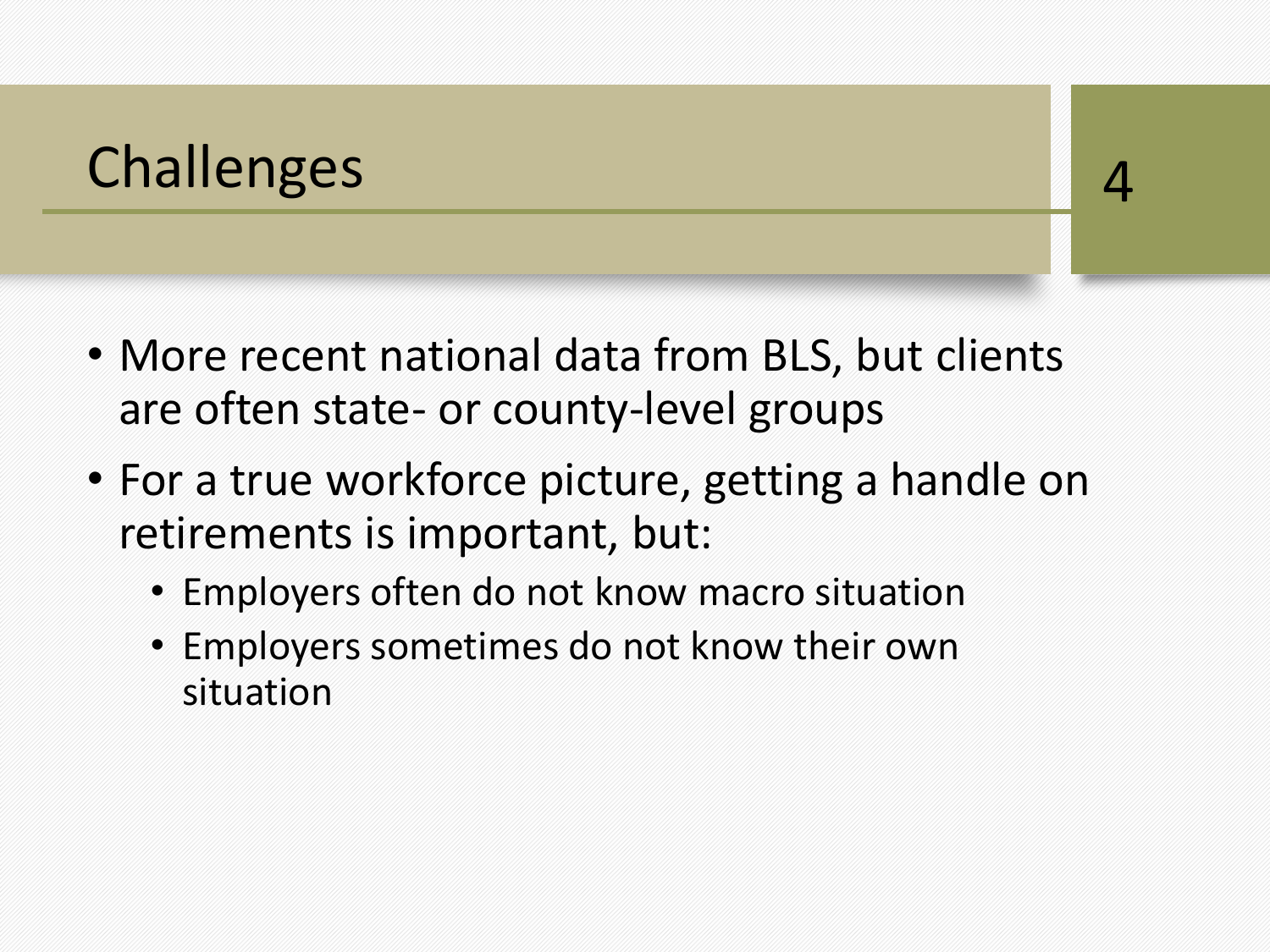# Challenges

- More recent national data from BLS, but clients are often state- or county-level groups
- For a true workforce picture, getting a handle on retirements is important, but:
  - Employers often do not know macro situation
  - Employers sometimes do not know their own situation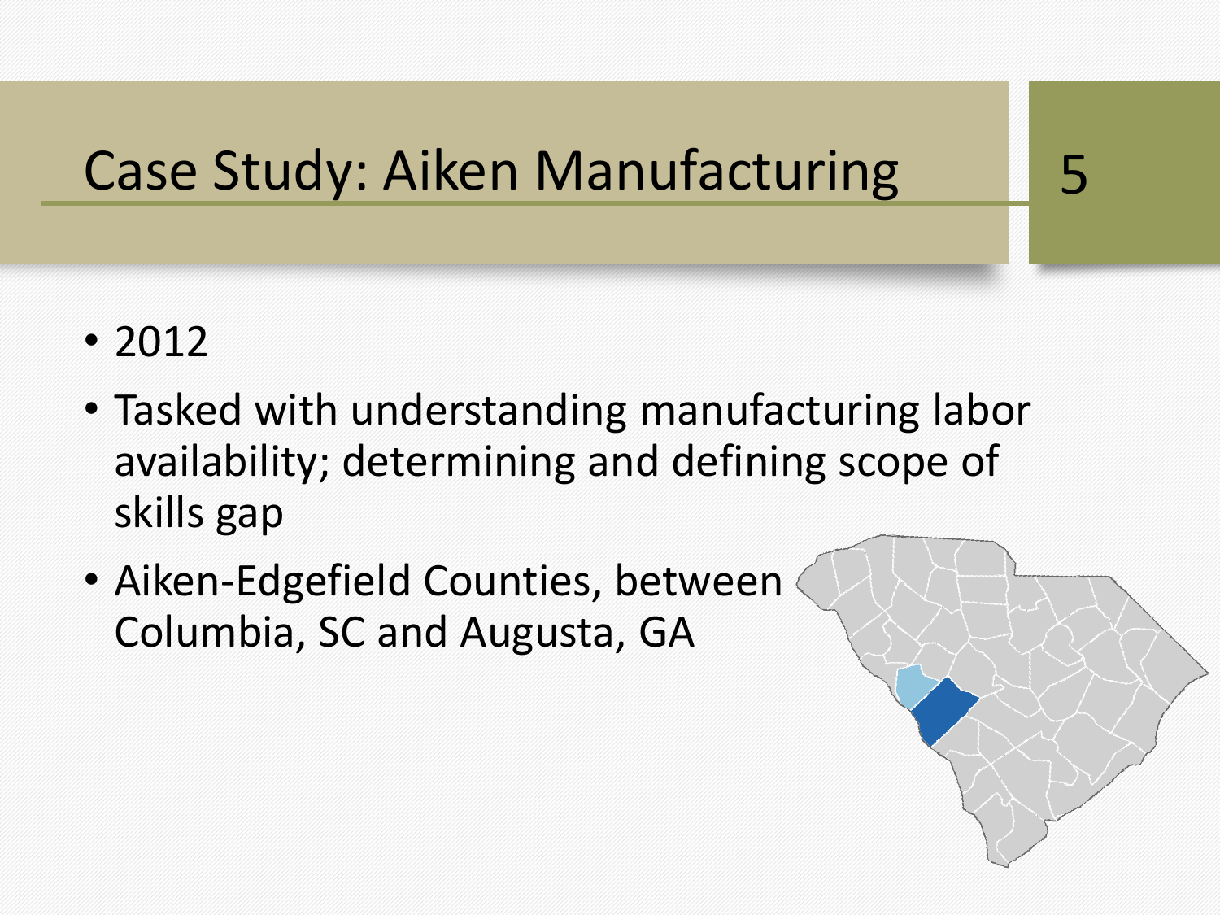# Case Study: Aiken Manufacturing

- 2012
- Tasked with understanding manufacturing labor availability; determining and defining scope of skills gap
- Aiken-Edgefield Counties, between Columbia, SC and Augusta, GA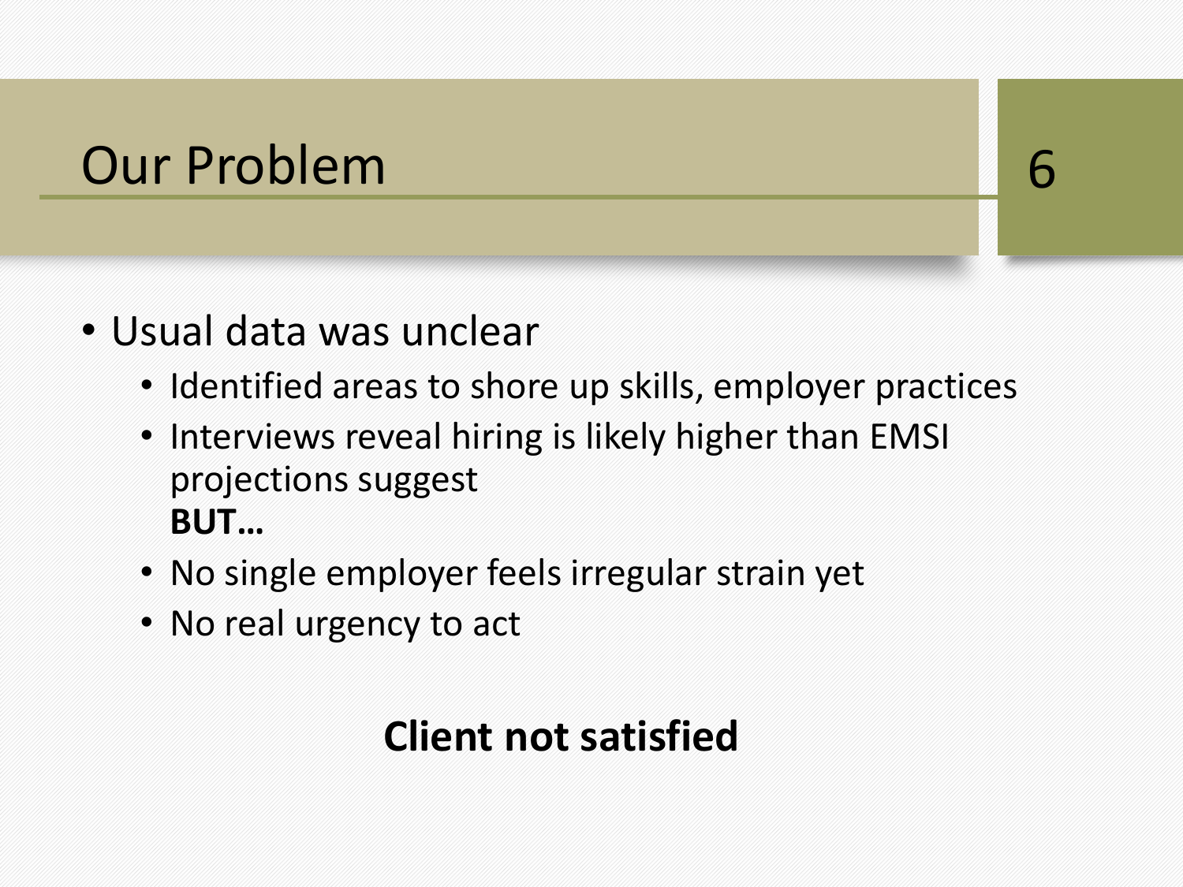# Our Problem

- Usual data was unclear
  - Identified areas to shore up skills, employer practices
  - Interviews reveal hiring is likely higher than EMSI projections suggest
    **BUT…**
  - No single employer feels irregular strain yet
  - No real urgency to act

**Client not satisfied**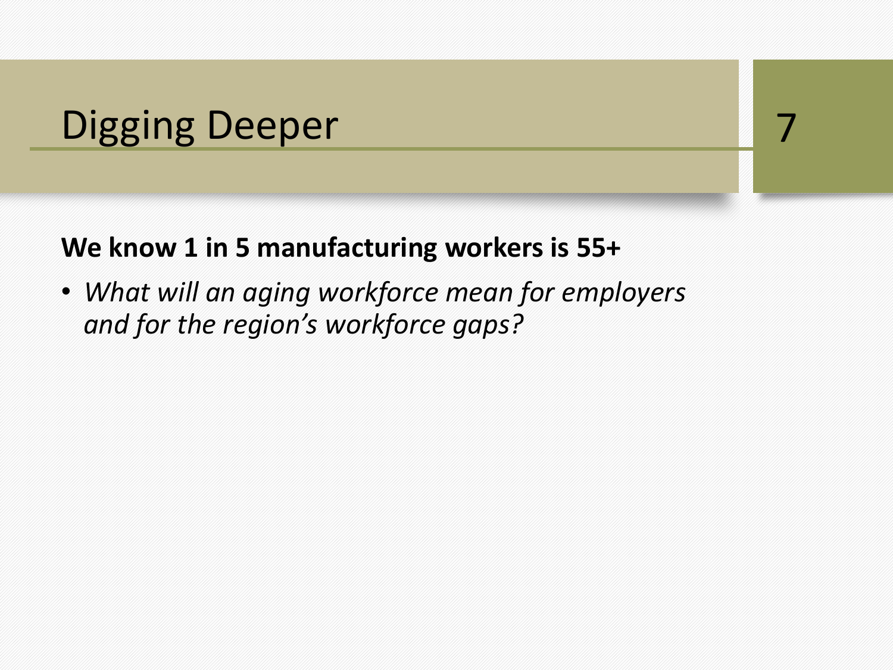# Digging Deeper

**We know 1 in 5 manufacturing workers is 55+**

- *What will an aging workforce mean for employers and for the region's workforce gaps?*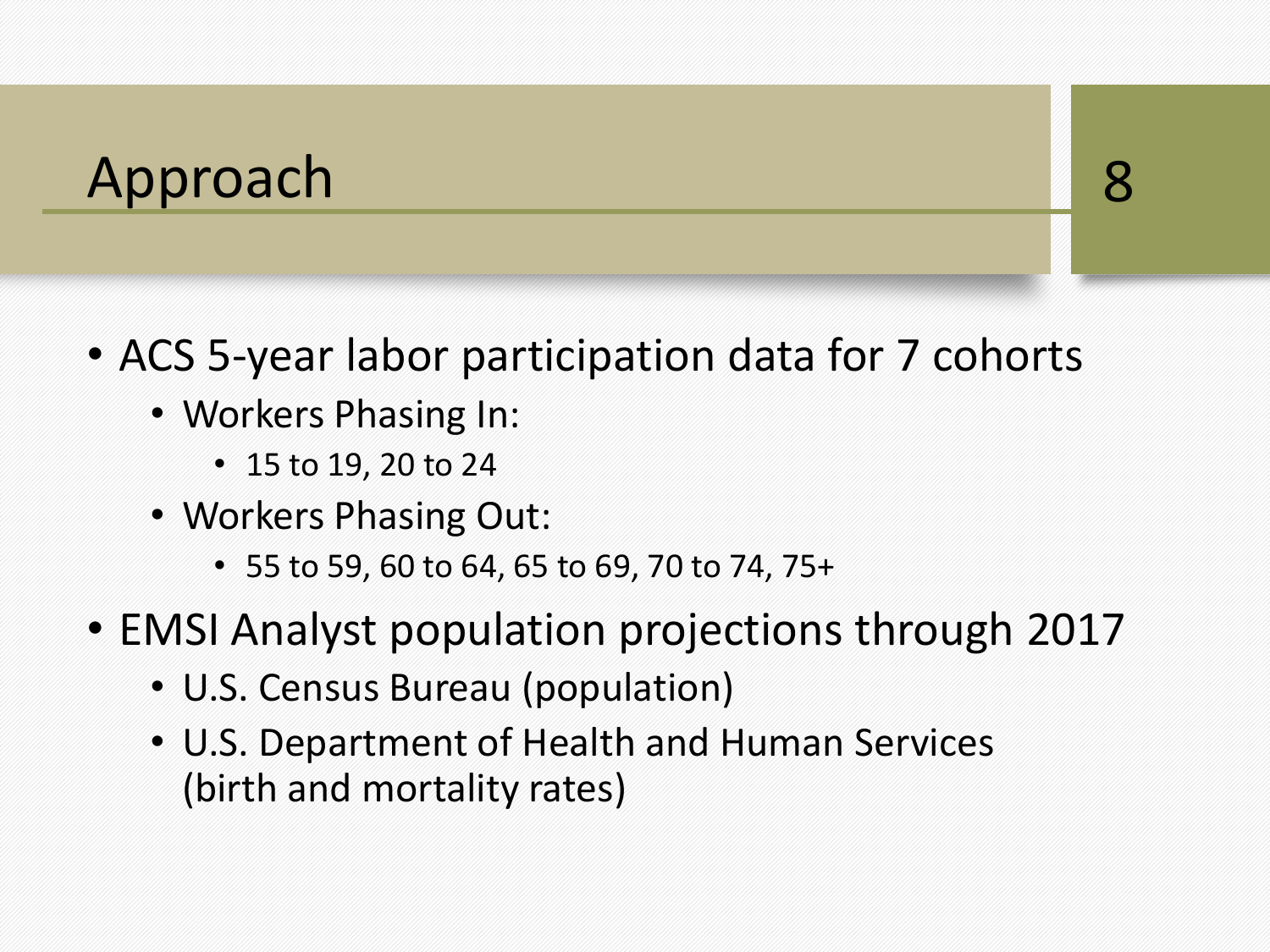# Approach

- ACS 5-year labor participation data for 7 cohorts
  - Workers Phasing In:
    - 15 to 19, 20 to 24
  - Workers Phasing Out:
    - 55 to 59, 60 to 64, 65 to 69, 70 to 74, 75+
- EMSI Analyst population projections through 2017
  - U.S. Census Bureau (population)
  - U.S. Department of Health and Human Services (birth and mortality rates)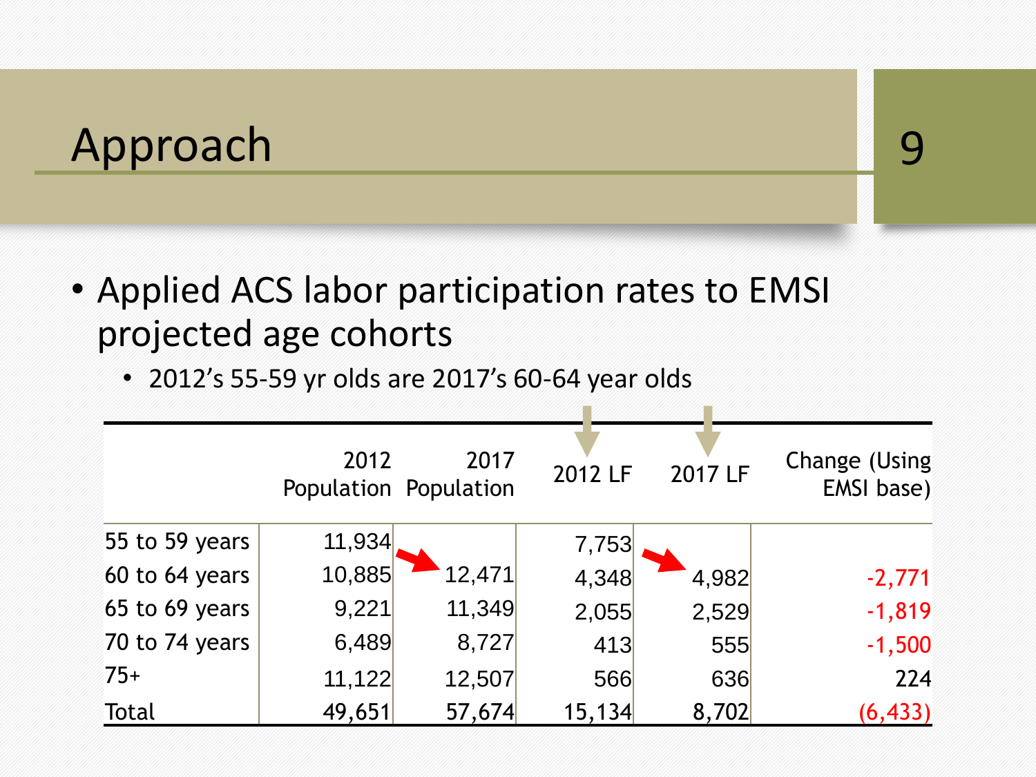# Approach

- Applied ACS labor participation rates to EMSI projected age cohorts
  - 2012's 55-59 yr olds are 2017's 60-64 year olds

| | 2012 Population | 2017 Population | 2012 LF | 2017 LF | Change (Using EMSI base) |
|---|---|---|---|---|---|
| 55 to 59 years | 11,934 | | 7,753 | | |
| 60 to 64 years | 10,885 | 12,471 | 4,348 | 4,982 | -2,771 |
| 65 to 69 years | 9,221 | 11,349 | 2,055 | 2,529 | -1,819 |
| 70 to 74 years | 6,489 | 8,727 | 413 | 555 | -1,500 |
| 75+ | 11,122 | 12,507 | 566 | 636 | 224 |
| Total | 49,651 | 57,674 | 15,134 | 8,702 | (6,433) |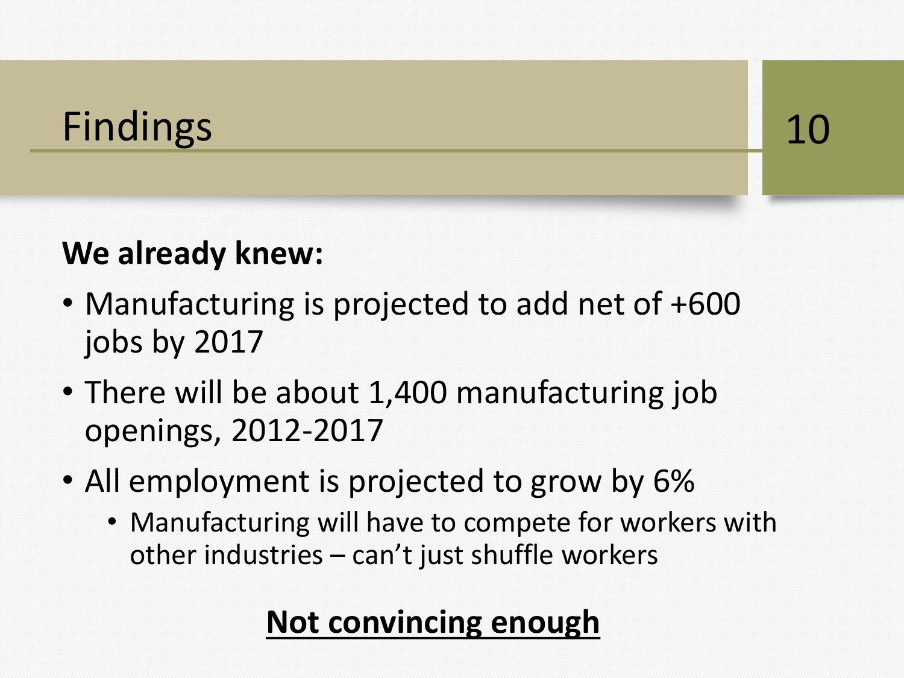# Findings

**We already knew:**

- Manufacturing is projected to add net of +600 jobs by 2017
- There will be about 1,400 manufacturing job openings, 2012-2017
- All employment is projected to grow by 6%
  - Manufacturing will have to compete for workers with other industries – can't just shuffle workers

**Not convincing enough**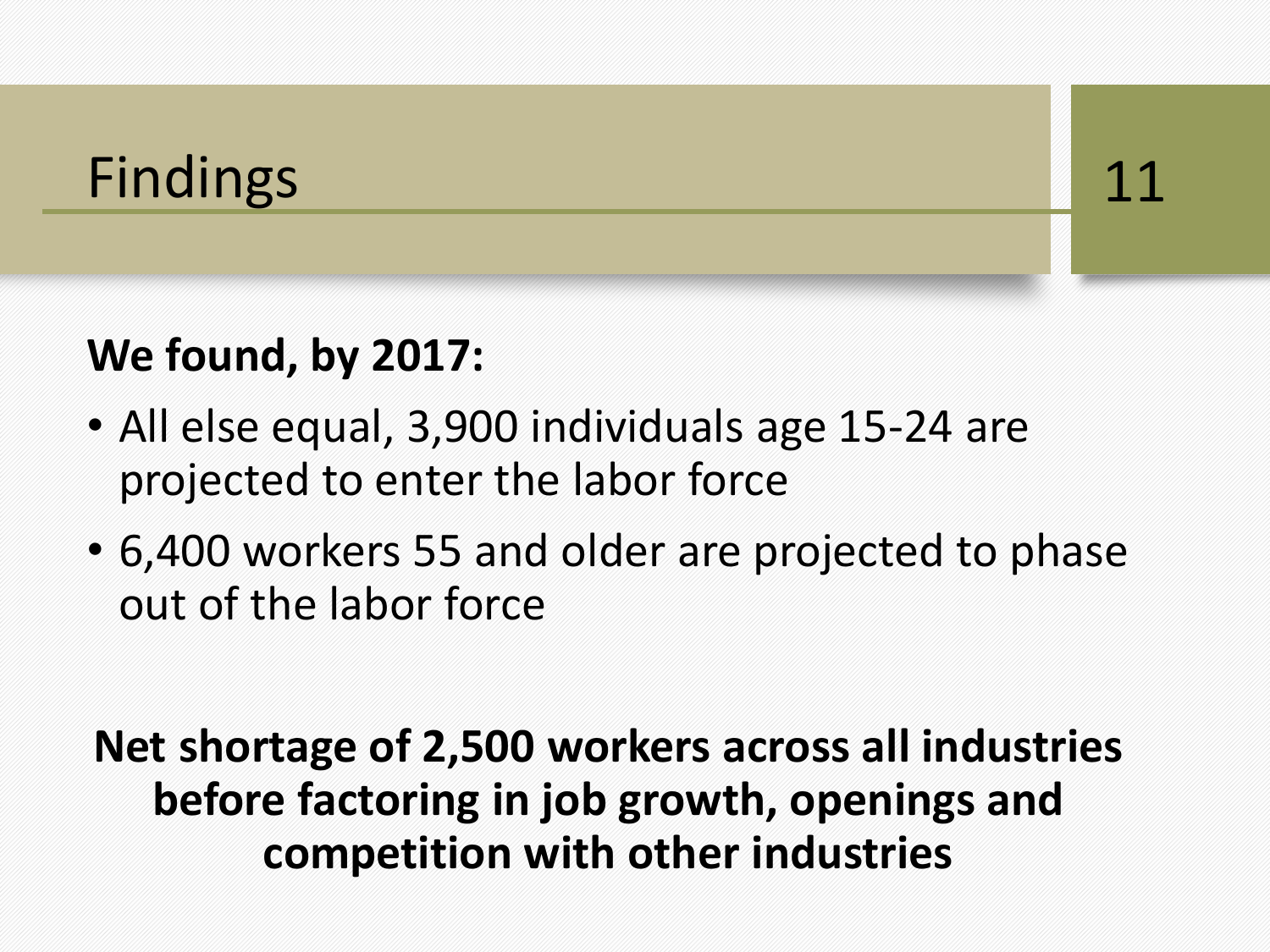# Findings

**We found, by 2017:**

- All else equal, 3,900 individuals age 15-24 are projected to enter the labor force
- 6,400 workers 55 and older are projected to phase out of the labor force

**Net shortage of 2,500 workers across all industries before factoring in job growth, openings and competition with other industries**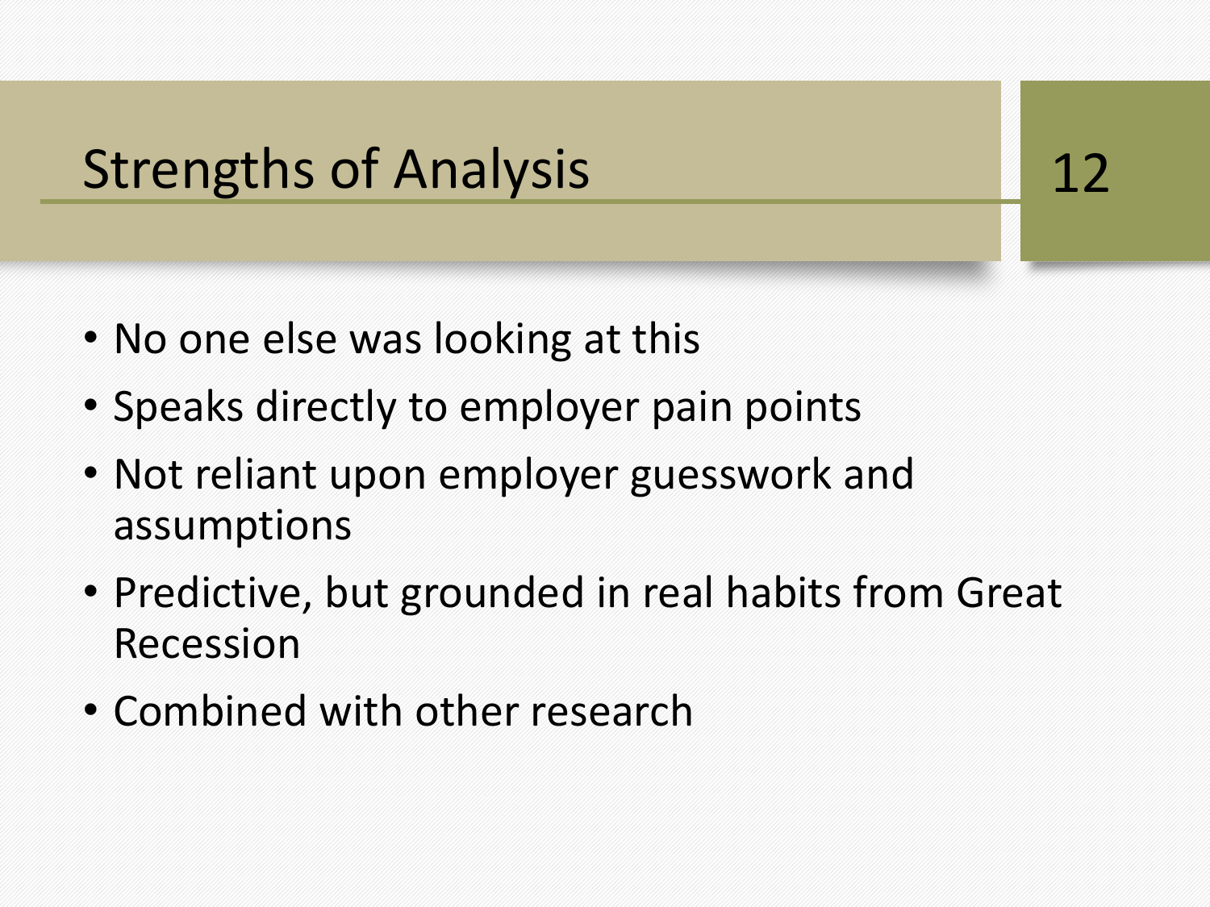# Strengths of Analysis

- No one else was looking at this
- Speaks directly to employer pain points
- Not reliant upon employer guesswork and assumptions
- Predictive, but grounded in real habits from Great Recession
- Combined with other research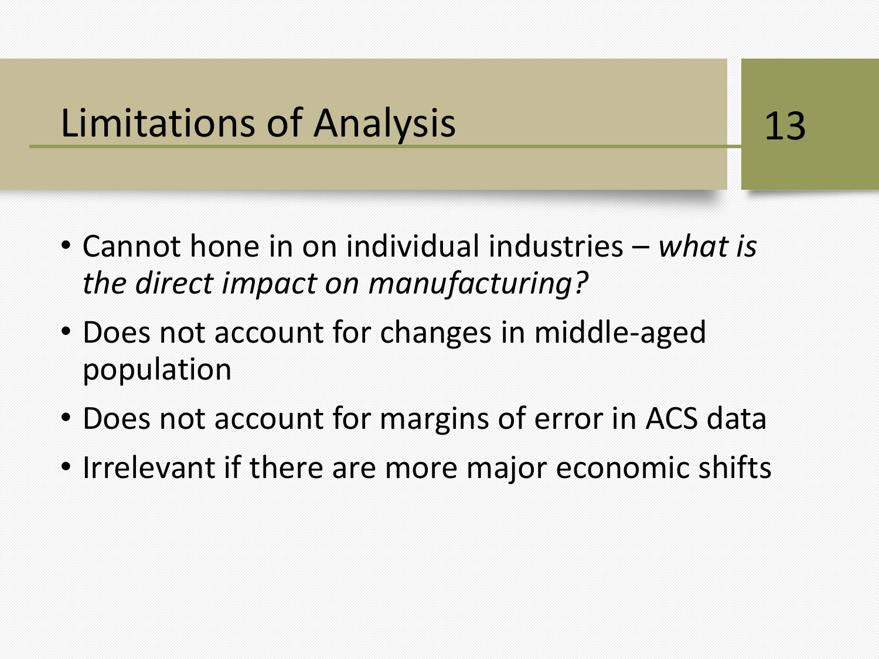# Limitations of Analysis

- Cannot hone in on individual industries – *what is the direct impact on manufacturing?*
- Does not account for changes in middle-aged population
- Does not account for margins of error in ACS data
- Irrelevant if there are more major economic shifts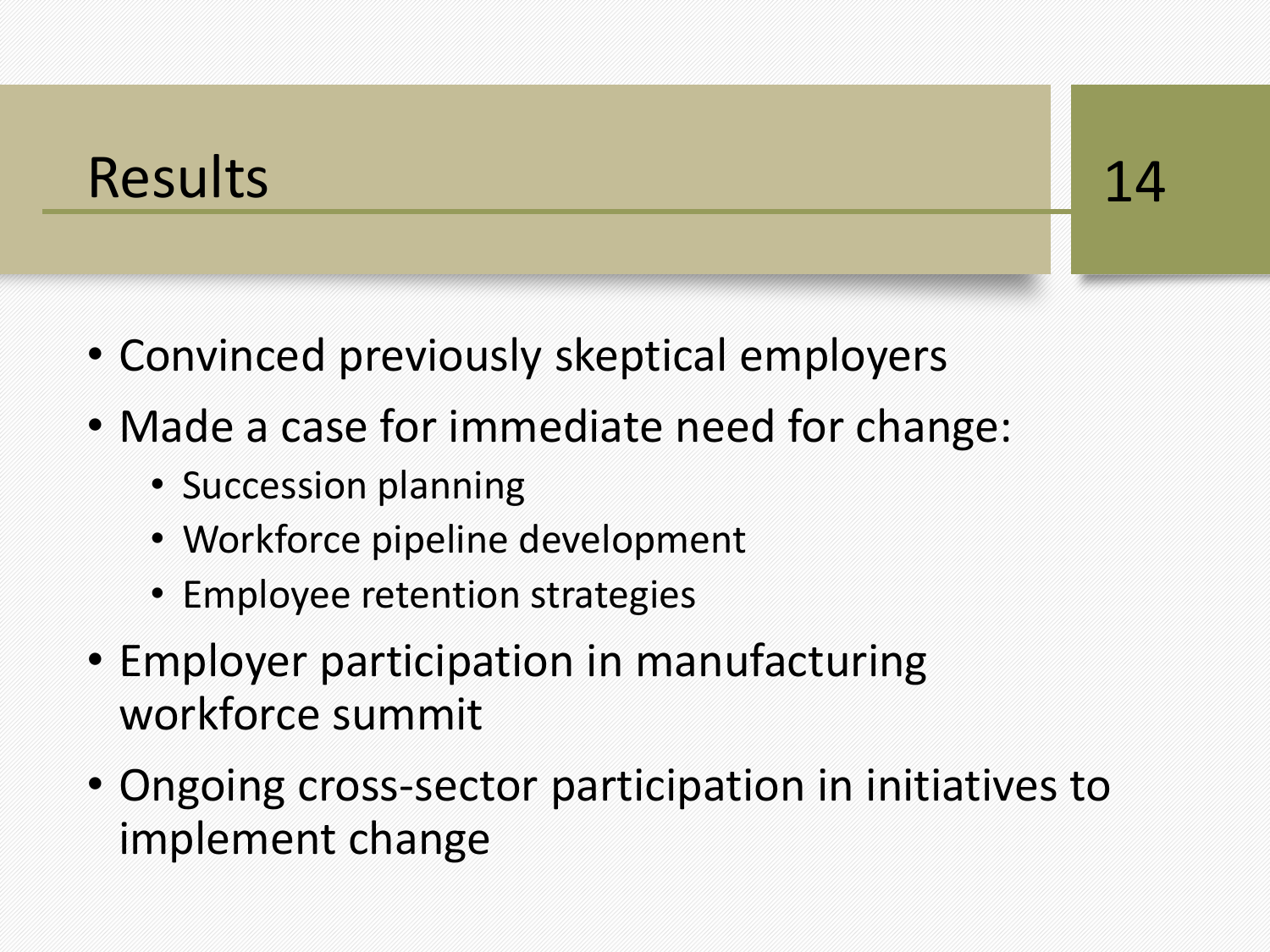# Results

- Convinced previously skeptical employers
- Made a case for immediate need for change:
  - Succession planning
  - Workforce pipeline development
  - Employee retention strategies
- Employer participation in manufacturing workforce summit
- Ongoing cross-sector participation in initiatives to implement change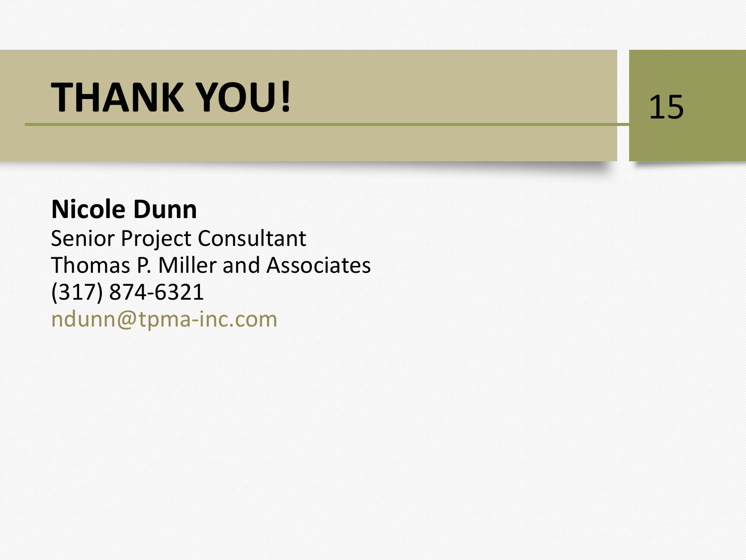# THANK YOU!

**Nicole Dunn**
Senior Project Consultant
Thomas P. Miller and Associates
(317) 874-6321
ndunn@tpma-inc.com